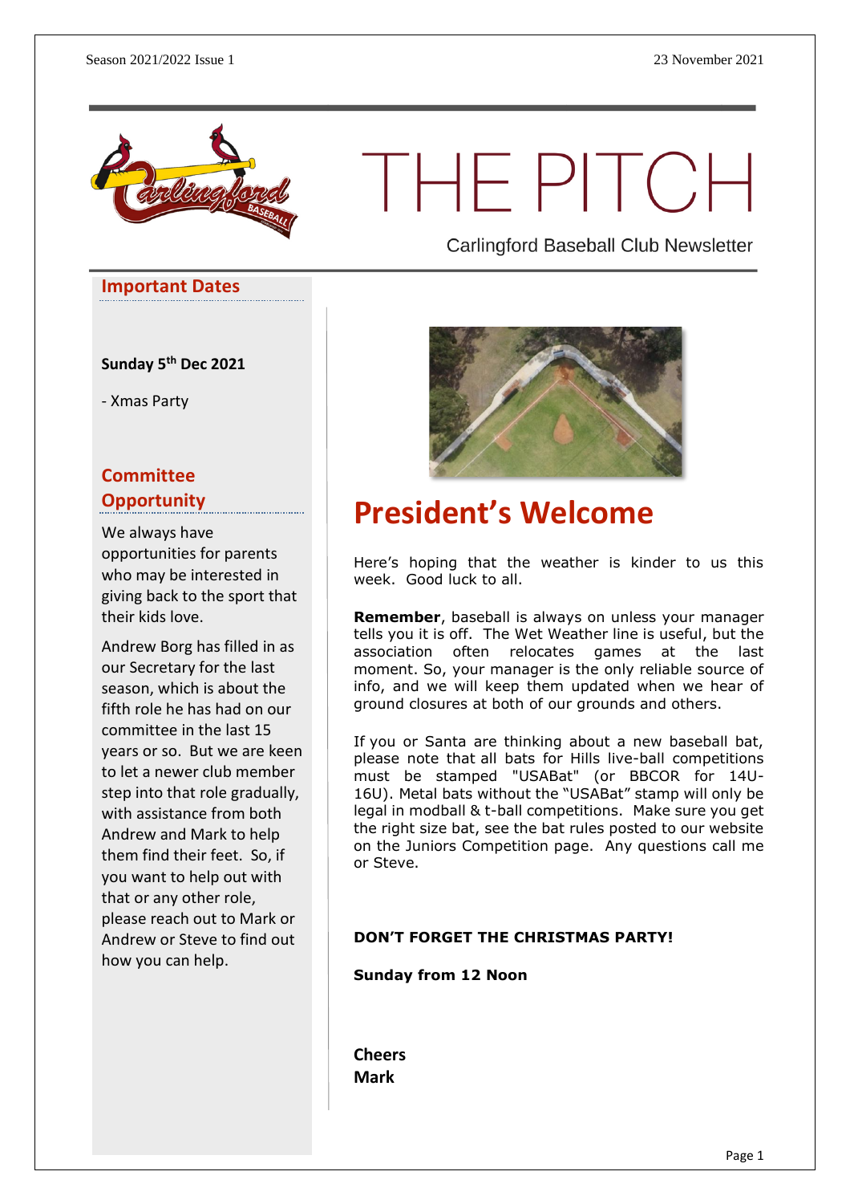Season 2021/2022 Issue 1 — 23 November 2021

# THE PITCH

Carlingford Baseball Club Newsletter

## Important Dates

**Sunday 5th Dec 2021**

- Xmas Party

## Committee Opportunity

We always have opportunities for parents who may be interested in giving back to the sport that their kids love.

Andrew Borg has filled in as our Secretary for the last season, which is about the fifth role he has had on our committee in the last 15 years or so. But we are keen to let a newer club member step into that role gradually, with assistance from both Andrew and Mark to help them find their feet. So, if you want to help out with that or any other role, please reach out to Mark or Andrew or Steve to find out how you can help.

## President's Welcome

Here's hoping that the weather is kinder to us this week. Good luck to all.

**Remember**, baseball is always on unless your manager tells you it is off. The Wet Weather line is useful, but the association often relocates games at the last moment. So, your manager is the only reliable source of info, and we will keep them updated when we hear of ground closures at both of our grounds and others.

If you or Santa are thinking about a new baseball bat, please note that all bats for Hills live-ball competitions must be stamped "USABat" (or BBCOR for 14U-16U). Metal bats without the "USABat" stamp will only be legal in modball & t-ball competitions. Make sure you get the right size bat, see the bat rules posted to our website on the Juniors Competition page. Any questions call me or Steve.

**DON'T FORGET THE CHRISTMAS PARTY!**

**Sunday from 12 Noon**

**Cheers**
**Mark**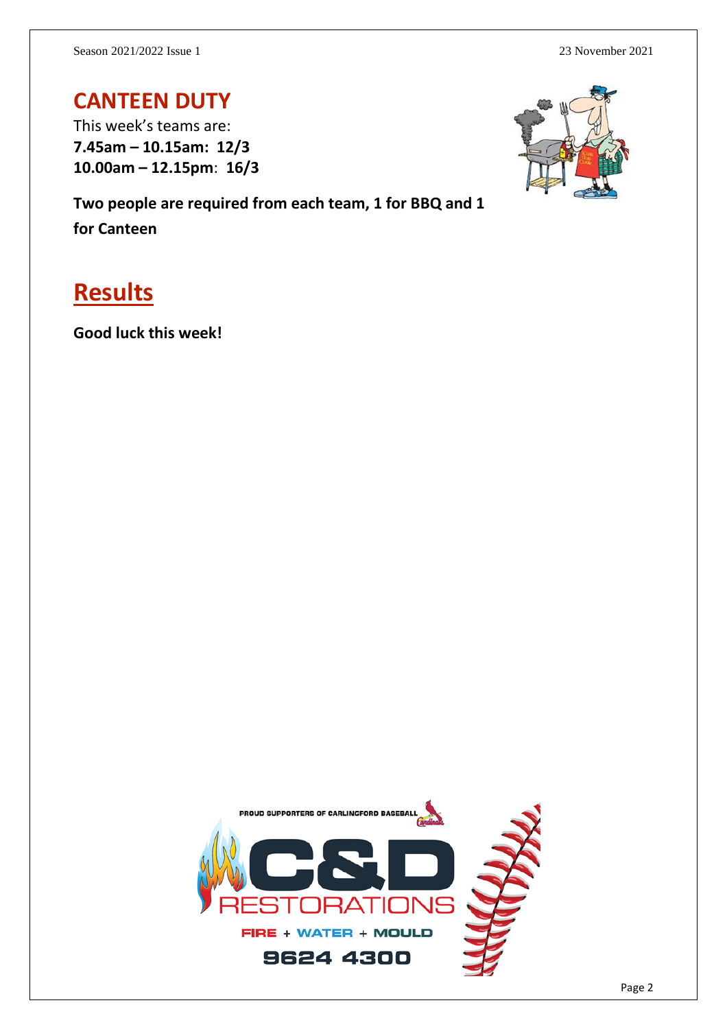## CANTEEN DUTY

This week's teams are:
**7.45am – 10.15am: 12/3**
**10.00am – 12.15pm**: **16/3**

**Two people are required from each team, 1 for BBQ and 1 for Canteen**

## Results

**Good luck this week!**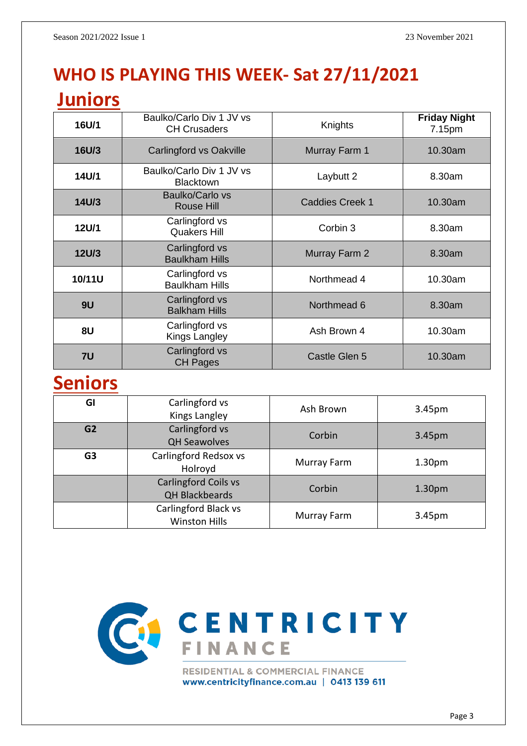# WHO IS PLAYING THIS WEEK- Sat 27/11/2021

## Juniors

| 16U/1 | Baulko/Carlo Div 1 JV vs CH Crusaders | Knights | **Friday Night** 7.15pm |
|---|---|---|---|
| **16U/3** | Carlingford vs Oakville | Murray Farm 1 | 10.30am |
| **14U/1** | Baulko/Carlo Div 1 JV vs Blacktown | Laybutt 2 | 8.30am |
| **14U/3** | Baulko/Carlo vs Rouse Hill | Caddies Creek 1 | 10.30am |
| **12U/1** | Carlingford vs Quakers Hill | Corbin 3 | 8.30am |
| **12U/3** | Carlingford vs Baulkham Hills | Murray Farm 2 | 8.30am |
| **10/11U** | Carlingford vs Baulkham Hills | Northmead 4 | 10.30am |
| **9U** | Carlingford vs Balkham Hills | Northmead 6 | 8.30am |
| **8U** | Carlingford vs Kings Langley | Ash Brown 4 | 10.30am |
| **7U** | Carlingford vs CH Pages | Castle Glen 5 | 10.30am |

## Seniors

| GI | Carlingford vs Kings Langley | Ash Brown | 3.45pm |
|---|---|---|---|
| **G2** | Carlingford vs QH Seawolves | Corbin | 3.45pm |
| **G3** | Carlingford Redsox vs Holroyd | Murray Farm | 1.30pm |
| | Carlingford Coils vs QH Blackbeards | Corbin | 1.30pm |
| | Carlingford Black vs Winston Hills | Murray Farm | 3.45pm |

CENTRICITY FINANCE

RESIDENTIAL & COMMERCIAL FINANCE
www.centricityfinance.com.au | 0413 139 611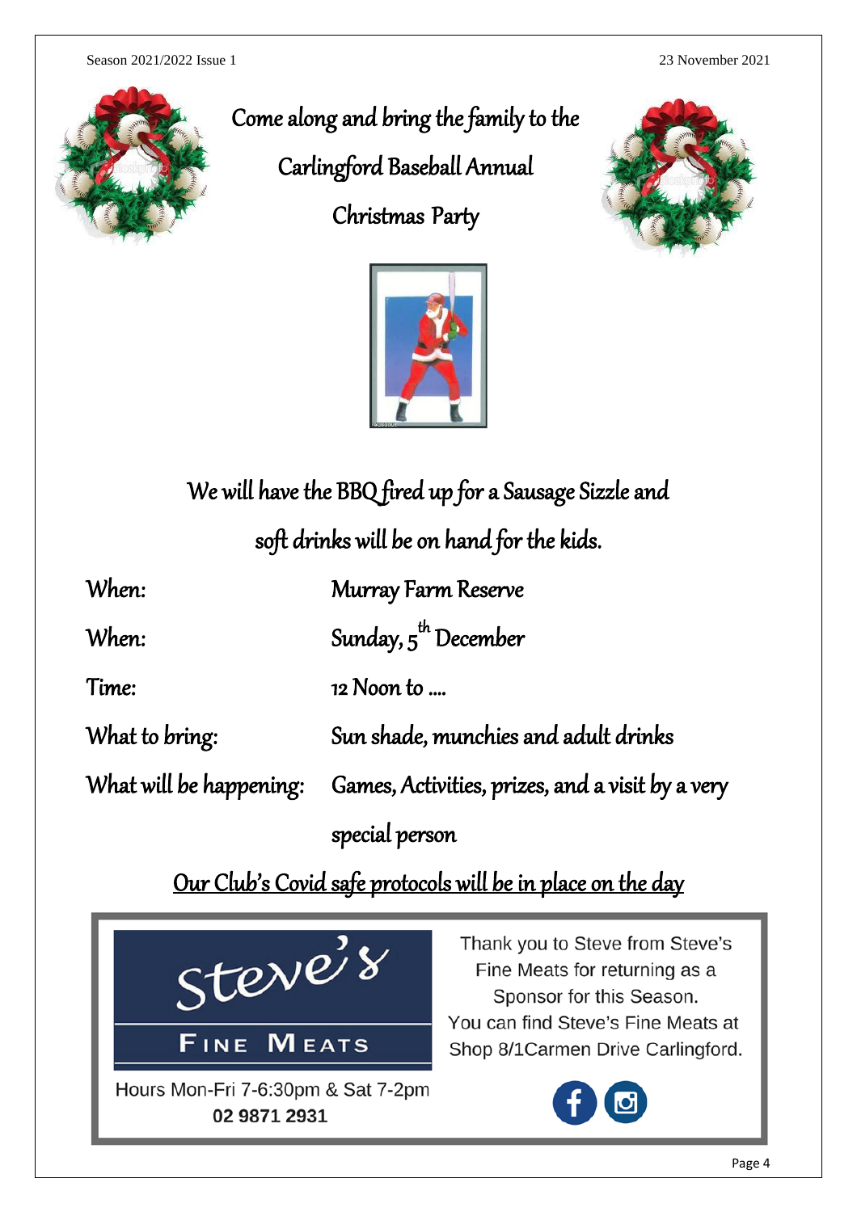# Come along and bring the family to the Carlingford Baseball Annual Christmas Party

We will have the BBQ fired up for a Sausage Sizzle and soft drinks will be on hand for the kids.

| | |
|---|---|
| When: | Murray Farm Reserve |
| When: | Sunday, 5th December |
| Time: | 12 Noon to .... |
| What to bring: | Sun shade, munchies and adult drinks |
| What will be happening: | Games, Activities, prizes, and a visit by a very special person |

<u>Our Club's Covid safe protocols will be in place on the day</u>

Steve's FINE MEATS

Hours Mon-Fri 7-6:30pm & Sat 7-2pm
**02 9871 2931**

Thank you to Steve from Steve's Fine Meats for returning as a Sponsor for this Season.
You can find Steve's Fine Meats at Shop 8/1Carmen Drive Carlingford.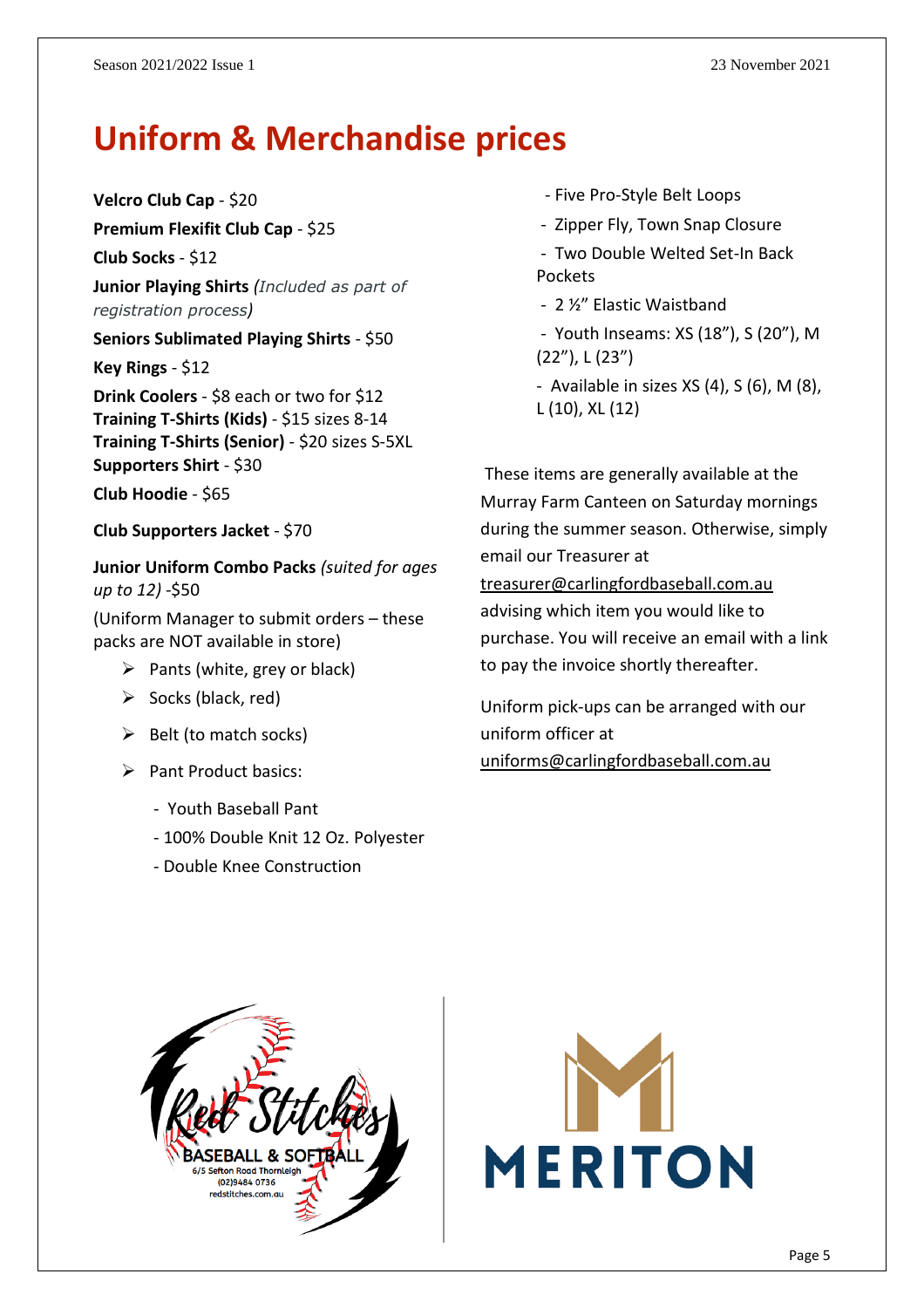# Uniform & Merchandise prices

**Velcro Club Cap** - $20

**Premium Flexifit Club Cap** - $25

**Club Socks** - $12

**Junior Playing Shirts** *(Included as part of registration process)*

**Seniors Sublimated Playing Shirts** - $50

**Key Rings** - $12

**Drink Coolers** - $8 each or two for $12
**Training T-Shirts (Kids)** - $15 sizes 8-14
**Training T-Shirts (Senior)** - $20 sizes S-5XL
**Supporters Shirt** - $30

**Club Hoodie** - $65

**Club Supporters Jacket** - $70

**Junior Uniform Combo Packs** *(suited for ages up to 12)* -$50

(Uniform Manager to submit orders – these packs are NOT available in store)

- Pants (white, grey or black)
- Socks (black, red)
- Belt (to match socks)
- Pant Product basics:
  - Youth Baseball Pant
  - 100% Double Knit 12 Oz. Polyester
  - Double Knee Construction
  - Five Pro-Style Belt Loops
  - Zipper Fly, Town Snap Closure
  - Two Double Welted Set-In Back Pockets
  - 2 ½" Elastic Waistband
  - Youth Inseams: XS (18"), S (20"), M (22"), L (23")
  - Available in sizes XS (4), S (6), M (8), L (10), XL (12)

These items are generally available at the Murray Farm Canteen on Saturday mornings during the summer season. Otherwise, simply email our Treasurer at treasurer@carlingfordbaseball.com.au advising which item you would like to purchase. You will receive an email with a link to pay the invoice shortly thereafter.

Uniform pick-ups can be arranged with our uniform officer at uniforms@carlingfordbaseball.com.au

Red Stitches BASEBALL & SOFTBALL
6/5 Sefton Road Thornleigh
(02)9484 0736
redstitches.com.au

MERITON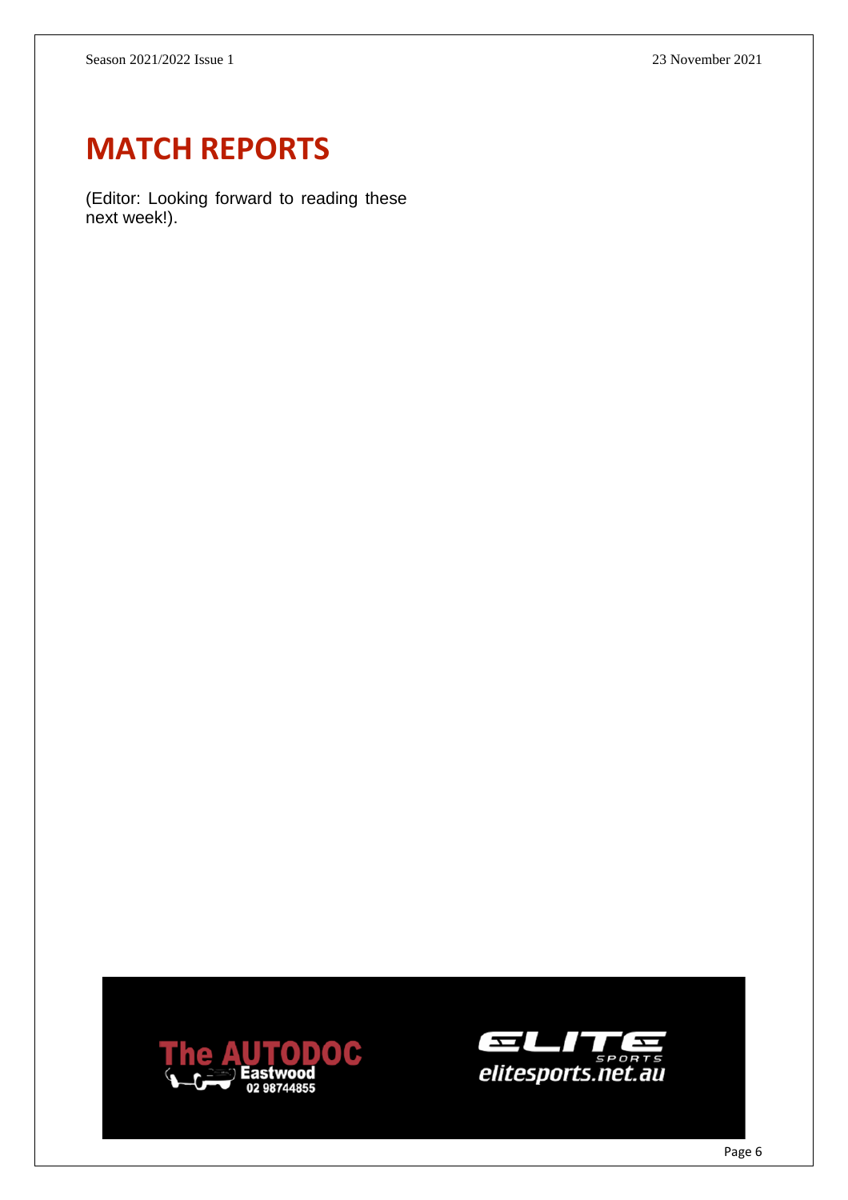# MATCH REPORTS

(Editor: Looking forward to reading these next week!).

The AUTODOC Eastwood 02 98744855

ELITE SPORTS elitesports.net.au